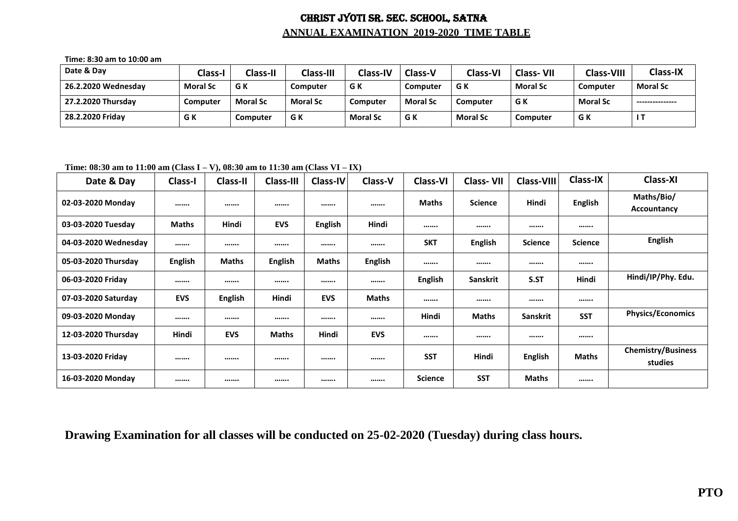# CHRIST JYOTI SR. SEC. SCHOOL, SATNA

## ANNUAL EXAMINATION 2019-2020 TIME TABLE

**Time: 8:30 am to 10:00 am**

| Date & Day | Class-I | Class-II | Class-III | Class-IV | Class-V | Class-VI | Class- VII | Class-VIII | Class-IX |
|---|---|---|---|---|---|---|---|---|---|
| 26.2.2020 Wednesday | Moral Sc | G K | Computer | G K | Computer | G K | Moral Sc | Computer | Moral Sc |
| 27.2.2020 Thursday | Computer | Moral Sc | Moral Sc | Computer | Moral Sc | Computer | G K | Moral Sc | --------------- |
| 28.2.2020 Friday | G K | Computer | G K | Moral Sc | G K | Moral Sc | Computer | G K | I T |

**Time: 08:30 am to 11:00 am (Class I – V), 08:30 am to 11:30 am (Class VI – IX)**

| Date & Day | Class-I | Class-II | Class-III | Class-IV | Class-V | Class-VI | Class- VII | Class-VIII | Class-IX | Class-XI |
|---|---|---|---|---|---|---|---|---|---|---|
| 02-03-2020 Monday | ……. | ……. | ……. | ……. | ……. | Maths | Science | Hindi | English | Maths/Bio/ Accountancy |
| 03-03-2020 Tuesday | Maths | Hindi | EVS | English | Hindi | ……. | ……. | ……. | ……. | |
| 04-03-2020 Wednesday | ……. | ……. | ……. | ……. | ……. | SKT | English | Science | Science | English |
| 05-03-2020 Thursday | English | Maths | English | Maths | English | ……. | ……. | ……. | ……. | |
| 06-03-2020 Friday | ……. | ……. | ……. | ……. | ……. | English | Sanskrit | S.ST | Hindi | Hindi/IP/Phy. Edu. |
| 07-03-2020 Saturday | EVS | English | Hindi | EVS | Maths | ……. | ……. | ……. | ……. | |
| 09-03-2020 Monday | ……. | ……. | ……. | ……. | ……. | Hindi | Maths | Sanskrit | SST | Physics/Economics |
| 12-03-2020 Thursday | Hindi | EVS | Maths | Hindi | EVS | ……. | ……. | ……. | ……. | |
| 13-03-2020 Friday | ……. | ……. | ……. | ……. | ……. | SST | Hindi | English | Maths | Chemistry/Business studies |
| 16-03-2020 Monday | ……. | ……. | ……. | ……. | ……. | Science | SST | Maths | ……. | |

**Drawing Examination for all classes will be conducted on 25-02-2020 (Tuesday) during class hours.**

**PTO**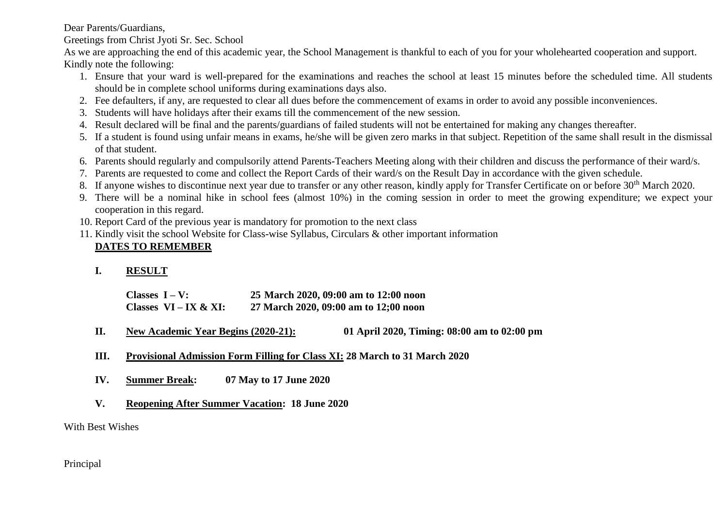Dear Parents/Guardians,

Greetings from Christ Jyoti Sr. Sec. School

As we are approaching the end of this academic year, the School Management is thankful to each of you for your wholehearted cooperation and support. Kindly note the following:

1. Ensure that your ward is well-prepared for the examinations and reaches the school at least 15 minutes before the scheduled time. All students should be in complete school uniforms during examinations days also.
2. Fee defaulters, if any, are requested to clear all dues before the commencement of exams in order to avoid any possible inconveniences.
3. Students will have holidays after their exams till the commencement of the new session.
4. Result declared will be final and the parents/guardians of failed students will not be entertained for making any changes thereafter.
5. If a student is found using unfair means in exams, he/she will be given zero marks in that subject. Repetition of the same shall result in the dismissal of that student.
6. Parents should regularly and compulsorily attend Parents-Teachers Meeting along with their children and discuss the performance of their ward/s.
7. Parents are requested to come and collect the Report Cards of their ward/s on the Result Day in accordance with the given schedule.
8. If anyone wishes to discontinue next year due to transfer or any other reason, kindly apply for Transfer Certificate on or before 30th March 2020.
9. There will be a nominal hike in school fees (almost 10%) in the coming session in order to meet the growing expenditure; we expect your cooperation in this regard.
10. Report Card of the previous year is mandatory for promotion to the next class
11. Kindly visit the school Website for Class-wise Syllabus, Circulars & other important information

**DATES TO REMEMBER**

**I. RESULT**

**Classes I – V:** **25 March 2020, 09:00 am to 12:00 noon**

**Classes VI – IX & XI:** **27 March 2020, 09:00 am to 12;00 noon**

**II. New Academic Year Begins (2020-21):** **01 April 2020, Timing: 08:00 am to 02:00 pm**

**III. Provisional Admission Form Filling for Class XI: 28 March to 31 March 2020**

**IV. Summer Break: 07 May to 17 June 2020**

**V. Reopening After Summer Vacation: 18 June 2020**

With Best Wishes

Principal